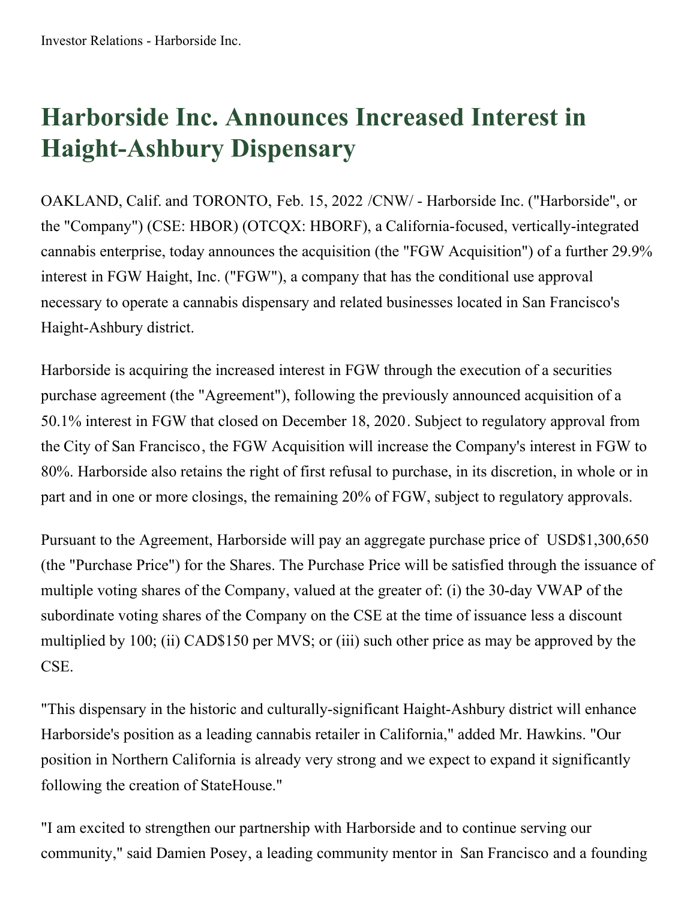# Harborside Inc. Announces Increased Interest in Haight-Ashbury Dispensary

OAKLAND, Calif. and TORONTO, Feb. 15, 2022 /CNW/ - Harborside Inc. ("Harborside", or the "Company") (CSE: HBOR) (OTCQX: HBORF), a California-focused, vertically-integrated cannabis enterprise, today announces the acquisition (the "FGW Acquisition") of a further 29.9% interest in FGW Haight, Inc. ("FGW"), a company that has the conditional use approval necessary to operate a cannabis dispensary and related businesses located in San Francisco's Haight-Ashbury district.

Harborside is acquiring the increased interest in FGW through the execution of a securities purchase agreement (the "Agreement"), following the previously announced acquisition of a 50.1% interest in FGW that closed on December 18, 2020. Subject to regulatory approval from the City of San Francisco, the FGW Acquisition will increase the Company's interest in FGW to 80%. Harborside also retains the right of first refusal to purchase, in its discretion, in whole or in part and in one or more closings, the remaining 20% of FGW, subject to regulatory approvals.

Pursuant to the Agreement, Harborside will pay an aggregate purchase price of USD$1,300,650 (the "Purchase Price") for the Shares. The Purchase Price will be satisfied through the issuance of multiple voting shares of the Company, valued at the greater of: (i) the 30-day VWAP of the subordinate voting shares of the Company on the CSE at the time of issuance less a discount multiplied by 100; (ii) CAD$150 per MVS; or (iii) such other price as may be approved by the CSE.

"This dispensary in the historic and culturally-significant Haight-Ashbury district will enhance Harborside's position as a leading cannabis retailer in California," added Mr. Hawkins. "Our position in Northern California is already very strong and we expect to expand it significantly following the creation of StateHouse."

"I am excited to strengthen our partnership with Harborside and to continue serving our community," said Damien Posey, a leading community mentor in San Francisco and a founding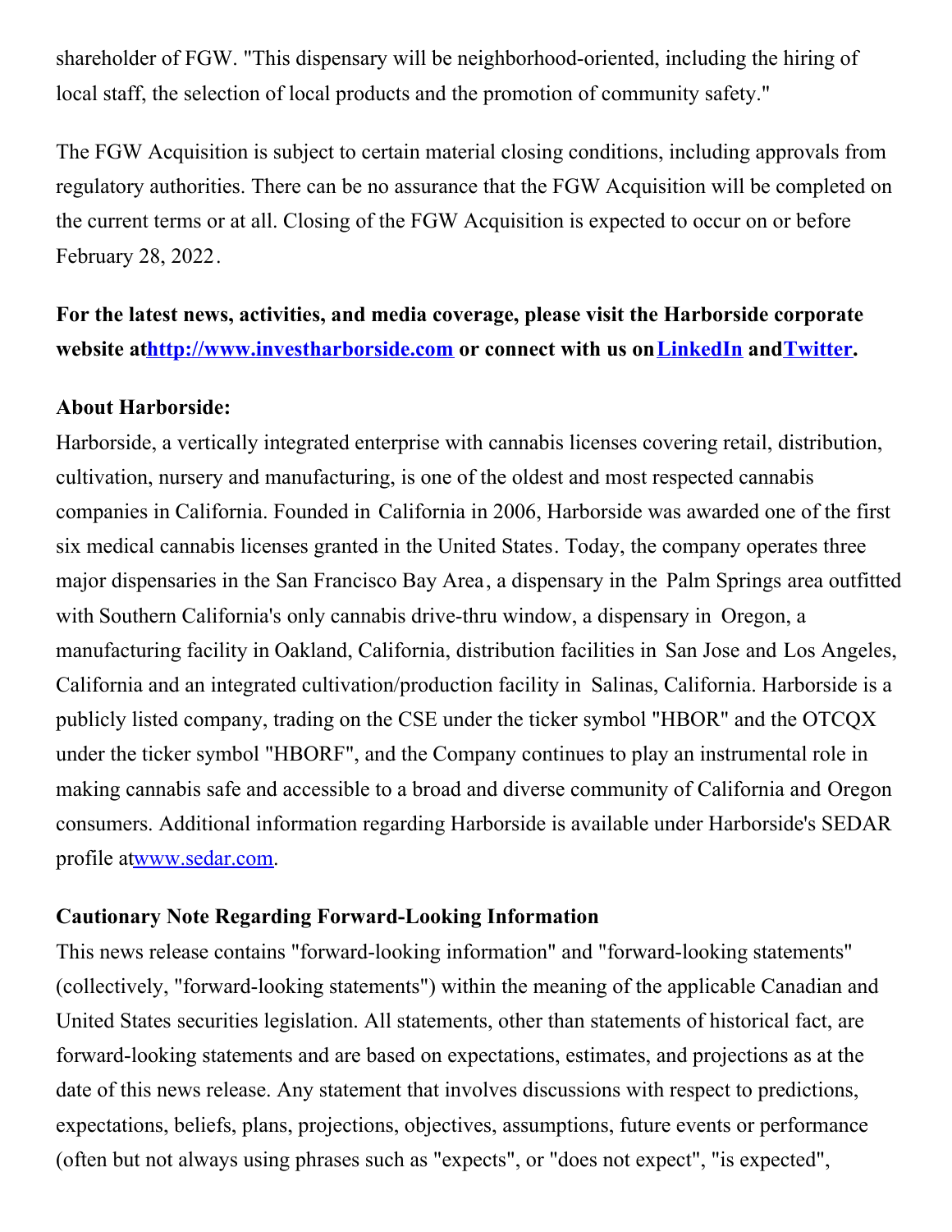shareholder of FGW. "This dispensary will be neighborhood-oriented, including the hiring of local staff, the selection of local products and the promotion of community safety."

The FGW Acquisition is subject to certain material closing conditions, including approvals from regulatory authorities. There can be no assurance that the FGW Acquisition will be completed on the current terms or at all. Closing of the FGW Acquisition is expected to occur on or before February 28, 2022.

**For the latest news, activities, and media coverage, please visit the Harborside corporate website at [http://www.investharborside.com](http://www.investharborside.com) or connect with us on [LinkedIn](LinkedIn) and [Twitter](Twitter).**

**About Harborside:**
Harborside, a vertically integrated enterprise with cannabis licenses covering retail, distribution, cultivation, nursery and manufacturing, is one of the oldest and most respected cannabis companies in California. Founded in California in 2006, Harborside was awarded one of the first six medical cannabis licenses granted in the United States. Today, the company operates three major dispensaries in the San Francisco Bay Area, a dispensary in the Palm Springs area outfitted with Southern California's only cannabis drive-thru window, a dispensary in Oregon, a manufacturing facility in Oakland, California, distribution facilities in San Jose and Los Angeles, California and an integrated cultivation/production facility in Salinas, California. Harborside is a publicly listed company, trading on the CSE under the ticker symbol "HBOR" and the OTCQX under the ticker symbol "HBORF", and the Company continues to play an instrumental role in making cannabis safe and accessible to a broad and diverse community of California and Oregon consumers. Additional information regarding Harborside is available under Harborside's SEDAR profile at [www.sedar.com](www.sedar.com).

**Cautionary Note Regarding Forward-Looking Information**
This news release contains "forward-looking information" and "forward-looking statements" (collectively, "forward-looking statements") within the meaning of the applicable Canadian and United States securities legislation. All statements, other than statements of historical fact, are forward-looking statements and are based on expectations, estimates, and projections as at the date of this news release. Any statement that involves discussions with respect to predictions, expectations, beliefs, plans, projections, objectives, assumptions, future events or performance (often but not always using phrases such as "expects", or "does not expect", "is expected",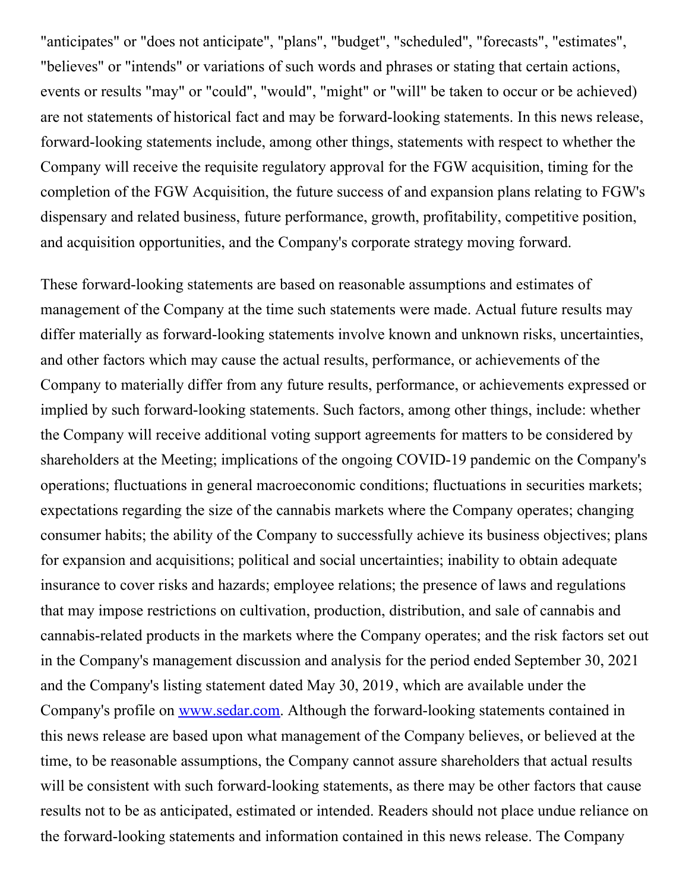"anticipates" or "does not anticipate", "plans", "budget", "scheduled", "forecasts", "estimates", "believes" or "intends" or variations of such words and phrases or stating that certain actions, events or results "may" or "could", "would", "might" or "will" be taken to occur or be achieved) are not statements of historical fact and may be forward-looking statements. In this news release, forward-looking statements include, among other things, statements with respect to whether the Company will receive the requisite regulatory approval for the FGW acquisition, timing for the completion of the FGW Acquisition, the future success of and expansion plans relating to FGW's dispensary and related business, future performance, growth, profitability, competitive position, and acquisition opportunities, and the Company's corporate strategy moving forward.

These forward-looking statements are based on reasonable assumptions and estimates of management of the Company at the time such statements were made. Actual future results may differ materially as forward-looking statements involve known and unknown risks, uncertainties, and other factors which may cause the actual results, performance, or achievements of the Company to materially differ from any future results, performance, or achievements expressed or implied by such forward-looking statements. Such factors, among other things, include: whether the Company will receive additional voting support agreements for matters to be considered by shareholders at the Meeting; implications of the ongoing COVID-19 pandemic on the Company's operations; fluctuations in general macroeconomic conditions; fluctuations in securities markets; expectations regarding the size of the cannabis markets where the Company operates; changing consumer habits; the ability of the Company to successfully achieve its business objectives; plans for expansion and acquisitions; political and social uncertainties; inability to obtain adequate insurance to cover risks and hazards; employee relations; the presence of laws and regulations that may impose restrictions on cultivation, production, distribution, and sale of cannabis and cannabis-related products in the markets where the Company operates; and the risk factors set out in the Company's management discussion and analysis for the period ended September 30, 2021 and the Company's listing statement dated May 30, 2019, which are available under the Company's profile on [www.sedar.com](http://www.sedar.com). Although the forward-looking statements contained in this news release are based upon what management of the Company believes, or believed at the time, to be reasonable assumptions, the Company cannot assure shareholders that actual results will be consistent with such forward-looking statements, as there may be other factors that cause results not to be as anticipated, estimated or intended. Readers should not place undue reliance on the forward-looking statements and information contained in this news release. The Company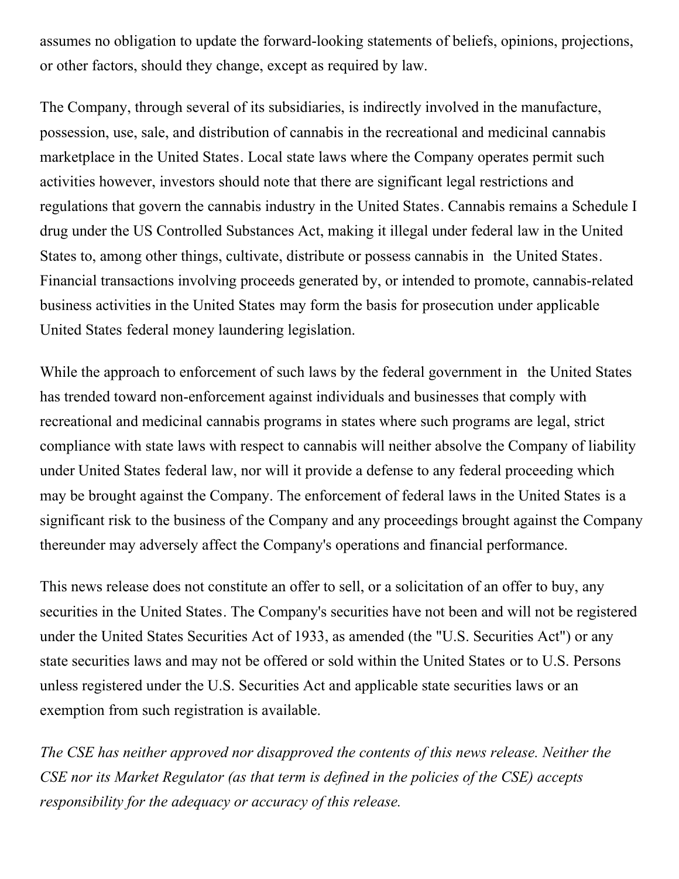assumes no obligation to update the forward-looking statements of beliefs, opinions, projections, or other factors, should they change, except as required by law.

The Company, through several of its subsidiaries, is indirectly involved in the manufacture, possession, use, sale, and distribution of cannabis in the recreational and medicinal cannabis marketplace in the United States. Local state laws where the Company operates permit such activities however, investors should note that there are significant legal restrictions and regulations that govern the cannabis industry in the United States. Cannabis remains a Schedule I drug under the US Controlled Substances Act, making it illegal under federal law in the United States to, among other things, cultivate, distribute or possess cannabis in the United States. Financial transactions involving proceeds generated by, or intended to promote, cannabis-related business activities in the United States may form the basis for prosecution under applicable United States federal money laundering legislation.

While the approach to enforcement of such laws by the federal government in the United States has trended toward non-enforcement against individuals and businesses that comply with recreational and medicinal cannabis programs in states where such programs are legal, strict compliance with state laws with respect to cannabis will neither absolve the Company of liability under United States federal law, nor will it provide a defense to any federal proceeding which may be brought against the Company. The enforcement of federal laws in the United States is a significant risk to the business of the Company and any proceedings brought against the Company thereunder may adversely affect the Company's operations and financial performance.

This news release does not constitute an offer to sell, or a solicitation of an offer to buy, any securities in the United States. The Company's securities have not been and will not be registered under the United States Securities Act of 1933, as amended (the "U.S. Securities Act") or any state securities laws and may not be offered or sold within the United States or to U.S. Persons unless registered under the U.S. Securities Act and applicable state securities laws or an exemption from such registration is available.

*The CSE has neither approved nor disapproved the contents of this news release. Neither the CSE nor its Market Regulator (as that term is defined in the policies of the CSE) accepts responsibility for the adequacy or accuracy of this release.*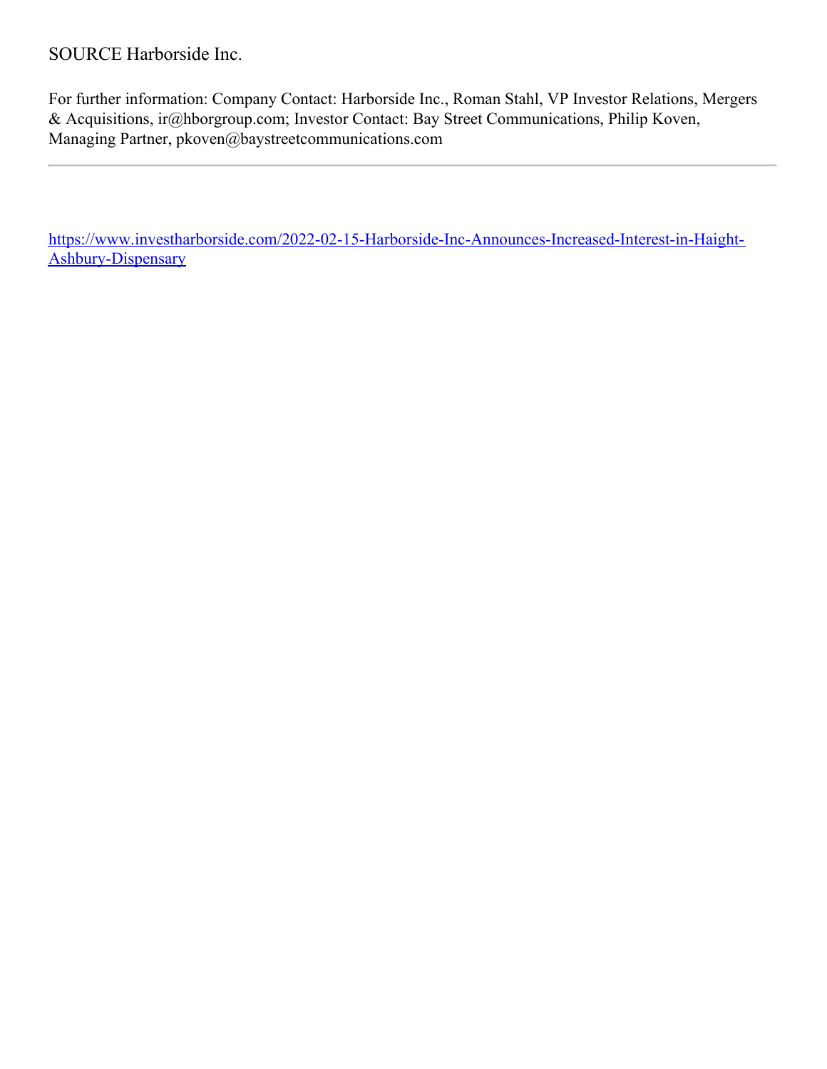SOURCE Harborside Inc.

For further information: Company Contact: Harborside Inc., Roman Stahl, VP Investor Relations, Mergers & Acquisitions, ir@hborgroup.com; Investor Contact: Bay Street Communications, Philip Koven, Managing Partner, pkoven@baystreetcommunications.com

---

https://www.investharborside.com/2022-02-15-Harborside-Inc-Announces-Increased-Interest-in-Haight-Ashbury-Dispensary